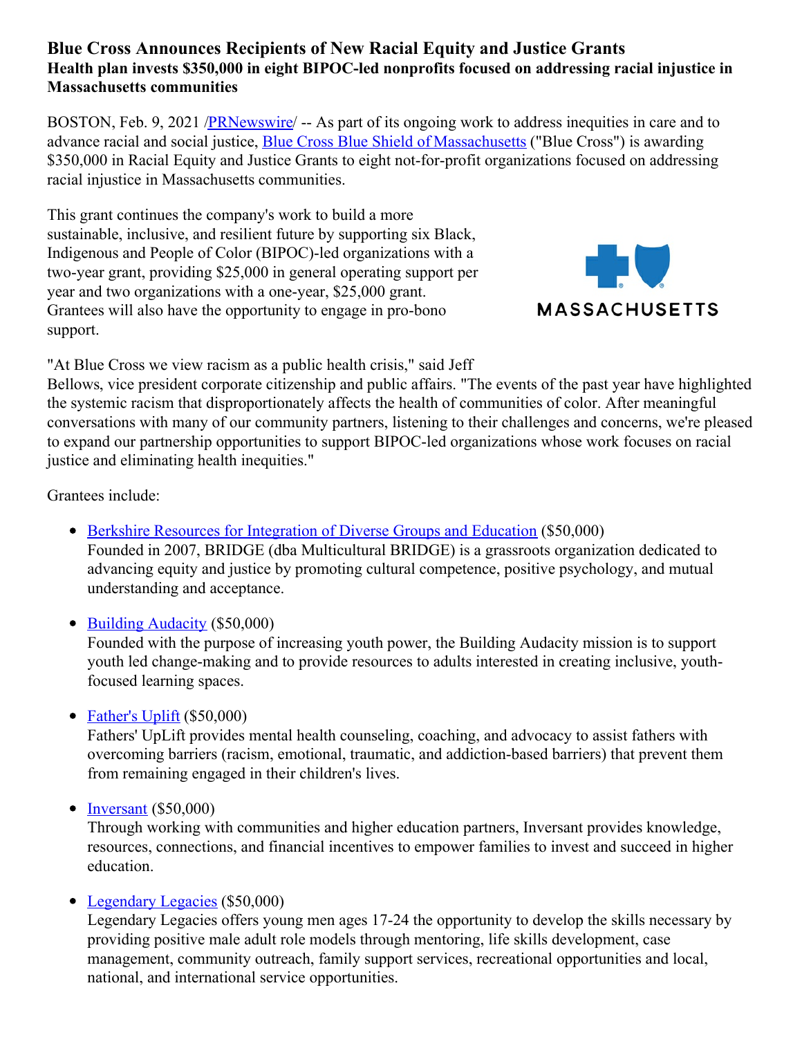# Blue Cross Announces Recipients of New Racial Equity and Justice Grants

**Health plan invests $350,000 in eight BIPOC-led nonprofits focused on addressing racial injustice in Massachusetts communities**

BOSTON, Feb. 9, 2021 /PRNewswire/ -- As part of its ongoing work to address inequities in care and to advance racial and social justice, Blue Cross Blue Shield of Massachusetts ("Blue Cross") is awarding $350,000 in Racial Equity and Justice Grants to eight not-for-profit organizations focused on addressing racial injustice in Massachusetts communities.

This grant continues the company's work to build a more sustainable, inclusive, and resilient future by supporting six Black, Indigenous and People of Color (BIPOC)-led organizations with a two-year grant, providing $25,000 in general operating support per year and two organizations with a one-year, $25,000 grant. Grantees will also have the opportunity to engage in pro-bono support.

"At Blue Cross we view racism as a public health crisis," said Jeff Bellows, vice president corporate citizenship and public affairs. "The events of the past year have highlighted the systemic racism that disproportionately affects the health of communities of color. After meaningful conversations with many of our community partners, listening to their challenges and concerns, we're pleased to expand our partnership opportunities to support BIPOC-led organizations whose work focuses on racial justice and eliminating health inequities."

Grantees include:

- Berkshire Resources for Integration of Diverse Groups and Education ($50,000)
  Founded in 2007, BRIDGE (dba Multicultural BRIDGE) is a grassroots organization dedicated to advancing equity and justice by promoting cultural competence, positive psychology, and mutual understanding and acceptance.
- Building Audacity ($50,000)
  Founded with the purpose of increasing youth power, the Building Audacity mission is to support youth led change-making and to provide resources to adults interested in creating inclusive, youth-focused learning spaces.
- Father's Uplift ($50,000)
  Fathers' UpLift provides mental health counseling, coaching, and advocacy to assist fathers with overcoming barriers (racism, emotional, traumatic, and addiction-based barriers) that prevent them from remaining engaged in their children's lives.
- Inversant ($50,000)
  Through working with communities and higher education partners, Inversant provides knowledge, resources, connections, and financial incentives to empower families to invest and succeed in higher education.
- Legendary Legacies ($50,000)
  Legendary Legacies offers young men ages 17-24 the opportunity to develop the skills necessary by providing positive male adult role models through mentoring, life skills development, case management, community outreach, family support services, recreational opportunities and local, national, and international service opportunities.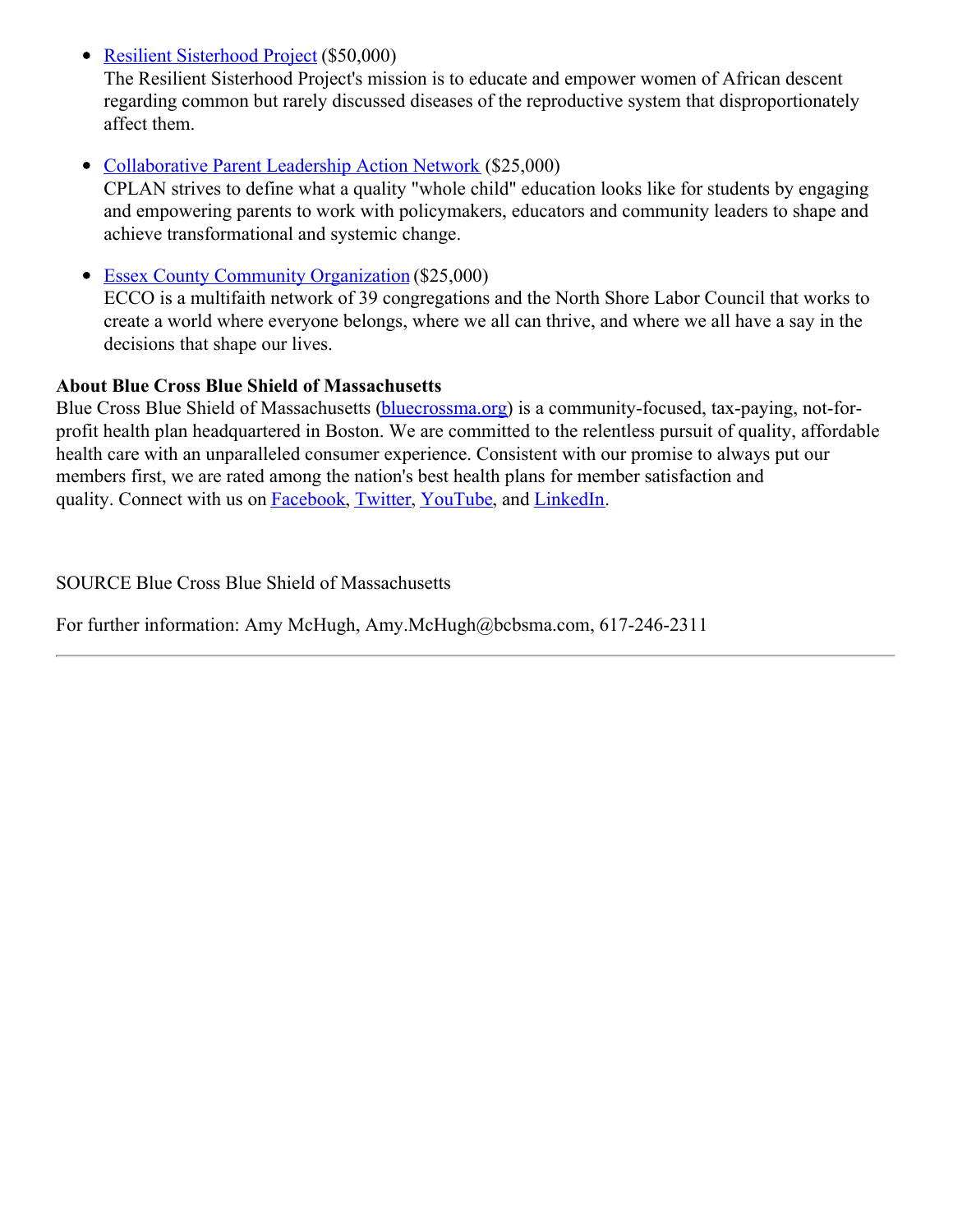- Resilient Sisterhood Project ($50,000)
  The Resilient Sisterhood Project's mission is to educate and empower women of African descent regarding common but rarely discussed diseases of the reproductive system that disproportionately affect them.

- Collaborative Parent Leadership Action Network ($25,000)
  CPLAN strives to define what a quality "whole child" education looks like for students by engaging and empowering parents to work with policymakers, educators and community leaders to shape and achieve transformational and systemic change.

- Essex County Community Organization ($25,000)
  ECCO is a multifaith network of 39 congregations and the North Shore Labor Council that works to create a world where everyone belongs, where we all can thrive, and where we all have a say in the decisions that shape our lives.

**About Blue Cross Blue Shield of Massachusetts**
Blue Cross Blue Shield of Massachusetts (bluecrossma.org) is a community-focused, tax-paying, not-for-profit health plan headquartered in Boston. We are committed to the relentless pursuit of quality, affordable health care with an unparalleled consumer experience. Consistent with our promise to always put our members first, we are rated among the nation's best health plans for member satisfaction and quality. Connect with us on Facebook, Twitter, YouTube, and LinkedIn.

SOURCE Blue Cross Blue Shield of Massachusetts

For further information: Amy McHugh, Amy.McHugh@bcbsma.com, 617-246-2311